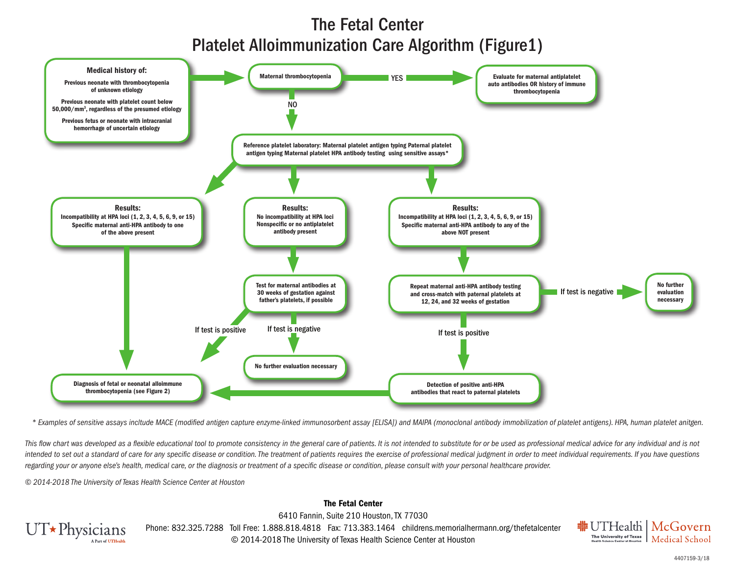# The Fetal Center
## Platelet Alloimmunization Care Algorithm (Figure1)

**Medical history of:**

- Previous neonate with thrombocytopenia of unknown etiology
- Previous neonate with platelet count below 50,000/mm³, regardless of the presumed etiology
- Previous fetus or neonate with intracranial hemorrhage of uncertain etiology

→ **Maternal thrombocytopenia**

- **YES** → Evaluate for maternal antiplatelet auto antibodies OR history of immune thrombocytopenia
- **NO** → Reference platelet laboratory: Maternal platelet antigen typing Paternal platelet antigen typing Maternal platelet HPA antibody testing using sensitive assays*

**Results:** Incompatibility at HPA loci (1, 2, 3, 4, 5, 6, 9, or 15) Specific maternal anti-HPA antibody to one of the above present
→ Diagnosis of fetal or neonatal alloimmune thrombocytopenia (see Figure 2)

**Results:** No incompatibility at HPA loci Nonspecific or no antiplatelet antibody present
→ Test for maternal antibodies at 30 weeks of gestation against father's platelets, if possible

- If test is positive → Diagnosis of fetal or neonatal alloimmune thrombocytopenia (see Figure 2)
- If test is negative → No further evaluation necessary

**Results:** Incompatibility at HPA loci (1, 2, 3, 4, 5, 6, 9, or 15) Specific maternal anti-HPA antibody to any of the above NOT present
→ Repeat maternal anti-HPA antibody testing and cross-match with paternal platelets at 12, 24, and 32 weeks of gestation

- If test is negative → No further evaluation necessary
- If test is positive → Detection of positive anti-HPA antibodies that react to paternal platelets → Diagnosis of fetal or neonatal alloimmune thrombocytopenia (see Figure 2)

*\* Examples of sensitive assays incltude MACE (modified antigen capture enzyme-linked immunosorbent assay [ELISA]) and MAIPA (monoclonal antibody immobilization of platelet antigens). HPA, human platelet anitgen.*

*This flow chart was developed as a flexible educational tool to promote consistency in the general care of patients. It is not intended to substitute for or be used as professional medical advice for any individual and is not intended to set out a standard of care for any specific disease or condition. The treatment of patients requires the exercise of professional medical judgment in order to meet individual requirements. If you have questions regarding your or anyone else's health, medical care, or the diagnosis or treatment of a specific disease or condition, please consult with your personal healthcare provider.*

*© 2014-2018 The University of Texas Health Science Center at Houston*

**The Fetal Center**
6410 Fannin, Suite 210 Houston, TX 77030
Phone: 832.325.7288 Toll Free: 1.888.818.4818 Fax: 713.383.1464 childrens.memorialhermann.org/thefetalcenter
© 2014-2018 The University of Texas Health Science Center at Houston

UT★Physicians A Part of UTHealth

UTHealth The University of Texas Health Science Center at Houston | McGovern Medical School

4407159-3/18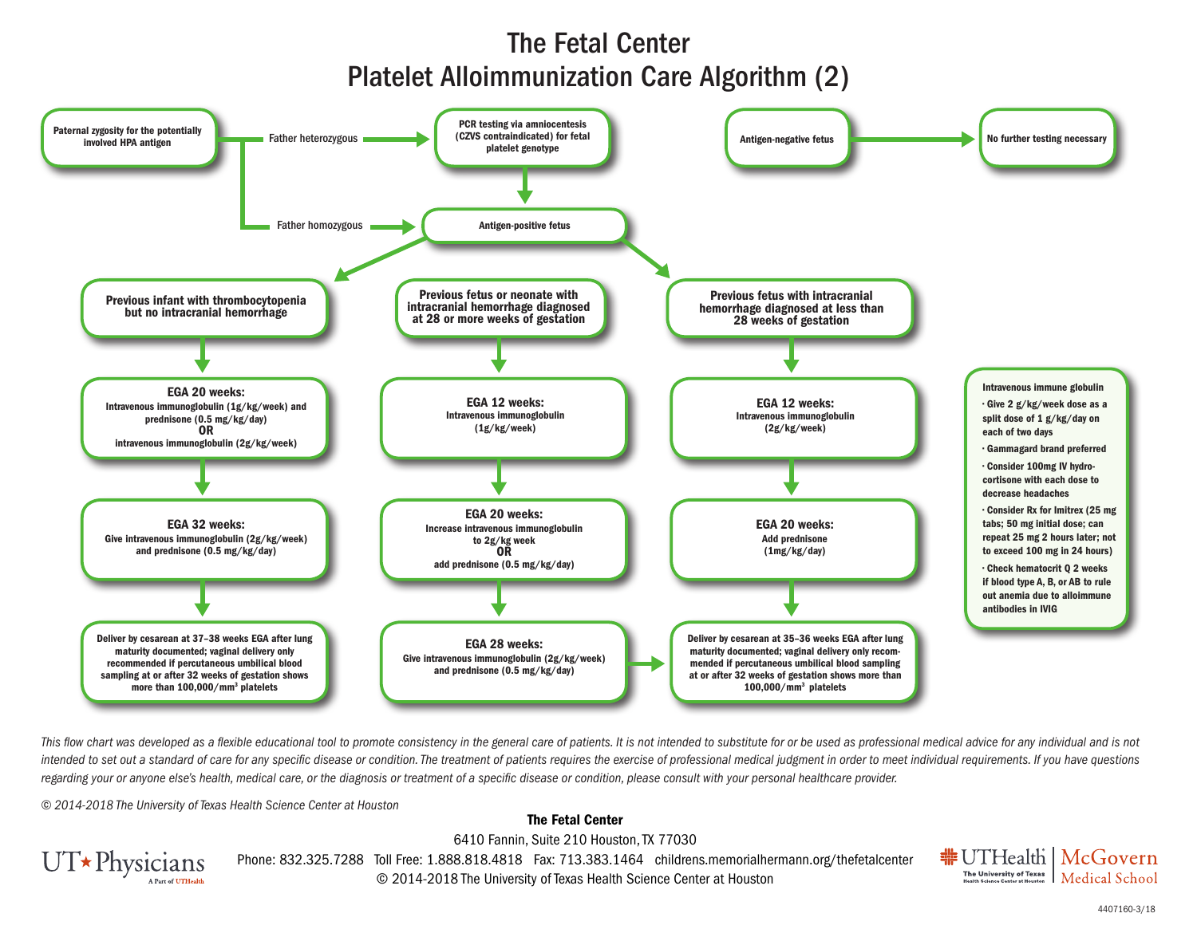# The Fetal Center
# Platelet Alloimmunization Care Algorithm (2)

Paternal zygosity for the potentially involved HPA antigen

Father heterozygous → PCR testing via amniocentesis (CZVS contraindicated) for fetal platelet genotype → Antigen-positive fetus

Father homozygous → Antigen-positive fetus

Antigen-negative fetus → No further testing necessary

**Previous infant with thrombocytopenia but no intracranial hemorrhage**

- **EGA 20 weeks:** Intravenous immunoglobulin (1g/kg/week) and prednisone (0.5 mg/kg/day) **OR** intravenous immunoglobulin (2g/kg/week)
- **EGA 32 weeks:** Give intravenous immunoglobulin (2g/kg/week) and prednisone (0.5 mg/kg/day)
- Deliver by cesarean at 37–38 weeks EGA after lung maturity documented; vaginal delivery only recommended if percutaneous umbilical blood sampling at or after 32 weeks of gestation shows more than 100,000/mm³ platelets

**Previous fetus or neonate with intracranial hemorrhage diagnosed at 28 or more weeks of gestation**

- **EGA 12 weeks:** Intravenous immunoglobulin (1g/kg/week)
- **EGA 20 weeks:** Increase intravenous immunoglobulin to 2g/kg week **OR** add prednisone (0.5 mg/kg/day)
- **EGA 28 weeks:** Give intravenous immunoglobulin (2g/kg/week) and prednisone (0.5 mg/kg/day) → Deliver by cesarean at 35–36 weeks EGA (see below)

**Previous fetus with intracranial hemorrhage diagnosed at less than 28 weeks of gestation**

- **EGA 12 weeks:** Intravenous immunoglobulin (2g/kg/week)
- **EGA 20 weeks:** Add prednisone (1mg/kg/day)
- Deliver by cesarean at 35–36 weeks EGA after lung maturity documented; vaginal delivery only recommended if percutaneous umbilical blood sampling at or after 32 weeks of gestation shows more than 100,000/mm³ platelets

**Intravenous immune globulin**

- Give 2 g/kg/week dose as a split dose of 1 g/kg/day on each of two days
- Gammagard brand preferred
- Consider 100mg IV hydrocortisone with each dose to decrease headaches
- Consider Rx for Imitrex (25 mg tabs; 50 mg initial dose; can repeat 25 mg 2 hours later; not to exceed 100 mg in 24 hours)
- Check hematocrit Q 2 weeks if blood type A, B, or AB to rule out anemia due to alloimmune antibodies in IVIG

*This flow chart was developed as a flexible educational tool to promote consistency in the general care of patients. It is not intended to substitute for or be used as professional medical advice for any individual and is not intended to set out a standard of care for any specific disease or condition. The treatment of patients requires the exercise of professional medical judgment in order to meet individual requirements. If you have questions regarding your or anyone else's health, medical care, or the diagnosis or treatment of a specific disease or condition, please consult with your personal healthcare provider.*

*© 2014-2018 The University of Texas Health Science Center at Houston*

**The Fetal Center**
6410 Fannin, Suite 210 Houston, TX 77030
Phone: 832.325.7288 Toll Free: 1.888.818.4818 Fax: 713.383.1464 childrens.memorialhermann.org/thefetalcenter
© 2014-2018 The University of Texas Health Science Center at Houston

UT Physicians – A Part of UTHealth
UTHealth The University of Texas Health Science Center at Houston | McGovern Medical School

4407160-3/18